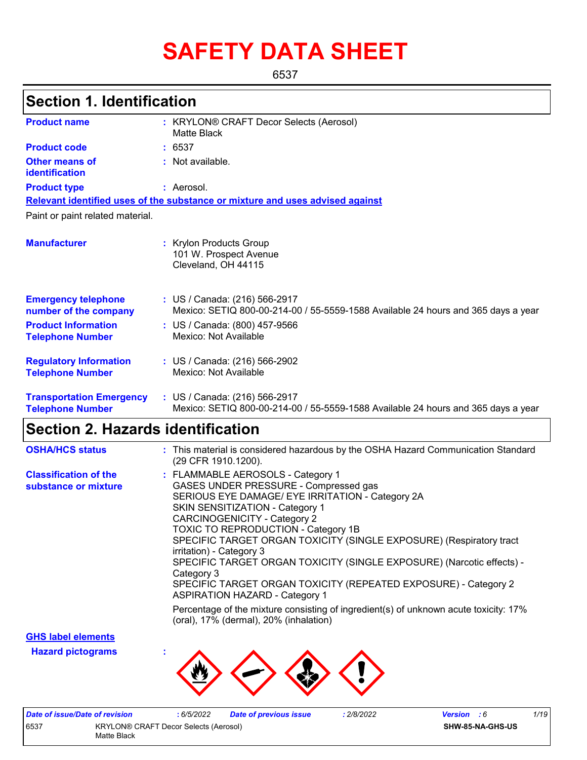# SAFETY DATA SHEET

6537

## Section 1. Identification

| | | |
|---|---|---|
| **Product name** | : | KRYLON® CRAFT Decor Selects (Aerosol) Matte Black |
| **Product code** | : | 6537 |
| **Other means of identification** | : | Not available. |
| **Product type** | : | Aerosol. |

**Relevant identified uses of the substance or mixture and uses advised against**

Paint or paint related material.

| | | |
|---|---|---|
| **Manufacturer** | : | Krylon Products Group<br>101 W. Prospect Avenue<br>Cleveland, OH 44115 |
| **Emergency telephone number of the company** | : | US / Canada: (216) 566-2917<br>Mexico: SETIQ 800-00-214-00 / 55-5559-1588 Available 24 hours and 365 days a year |
| **Product Information Telephone Number** | : | US / Canada: (800) 457-9566<br>Mexico: Not Available |
| **Regulatory Information Telephone Number** | : | US / Canada: (216) 566-2902<br>Mexico: Not Available |
| **Transportation Emergency Telephone Number** | : | US / Canada: (216) 566-2917<br>Mexico: SETIQ 800-00-214-00 / 55-5559-1588 Available 24 hours and 365 days a year |

## Section 2. Hazards identification

| | | |
|---|---|---|
| **OSHA/HCS status** | : | This material is considered hazardous by the OSHA Hazard Communication Standard (29 CFR 1910.1200). |
| **Classification of the substance or mixture** | : | FLAMMABLE AEROSOLS - Category 1<br>GASES UNDER PRESSURE - Compressed gas<br>SERIOUS EYE DAMAGE/ EYE IRRITATION - Category 2A<br>SKIN SENSITIZATION - Category 1<br>CARCINOGENICITY - Category 2<br>TOXIC TO REPRODUCTION - Category 1B<br>SPECIFIC TARGET ORGAN TOXICITY (SINGLE EXPOSURE) (Respiratory tract irritation) - Category 3<br>SPECIFIC TARGET ORGAN TOXICITY (SINGLE EXPOSURE) (Narcotic effects) - Category 3<br>SPECIFIC TARGET ORGAN TOXICITY (REPEATED EXPOSURE) - Category 2<br>ASPIRATION HAZARD - Category 1<br><br>Percentage of the mixture consisting of ingredient(s) of unknown acute toxicity: 17% (oral), 17% (dermal), 20% (inhalation) |

**GHS label elements**

**Hazard pictograms** :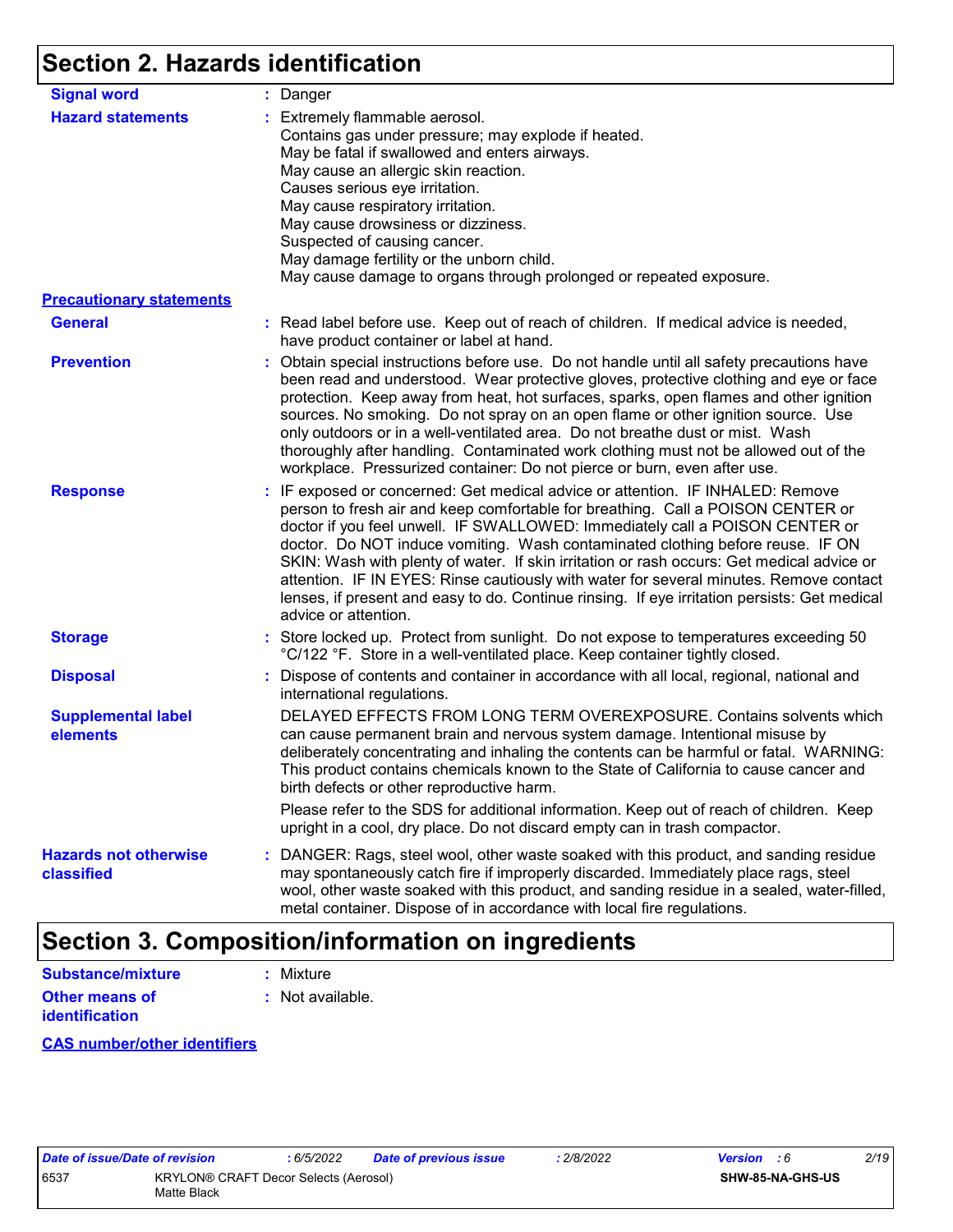## Section 2. Hazards identification

**Signal word** : Danger

**Hazard statements** : Extremely flammable aerosol.
Contains gas under pressure; may explode if heated.
May be fatal if swallowed and enters airways.
May cause an allergic skin reaction.
Causes serious eye irritation.
May cause respiratory irritation.
May cause drowsiness or dizziness.
Suspected of causing cancer.
May damage fertility or the unborn child.
May cause damage to organs through prolonged or repeated exposure.

**Precautionary statements**

**General** : Read label before use. Keep out of reach of children. If medical advice is needed, have product container or label at hand.

**Prevention** : Obtain special instructions before use. Do not handle until all safety precautions have been read and understood. Wear protective gloves, protective clothing and eye or face protection. Keep away from heat, hot surfaces, sparks, open flames and other ignition sources. No smoking. Do not spray on an open flame or other ignition source. Use only outdoors or in a well-ventilated area. Do not breathe dust or mist. Wash thoroughly after handling. Contaminated work clothing must not be allowed out of the workplace. Pressurized container: Do not pierce or burn, even after use.

**Response** : IF exposed or concerned: Get medical advice or attention. IF INHALED: Remove person to fresh air and keep comfortable for breathing. Call a POISON CENTER or doctor if you feel unwell. IF SWALLOWED: Immediately call a POISON CENTER or doctor. Do NOT induce vomiting. Wash contaminated clothing before reuse. IF ON SKIN: Wash with plenty of water. If skin irritation or rash occurs: Get medical advice or attention. IF IN EYES: Rinse cautiously with water for several minutes. Remove contact lenses, if present and easy to do. Continue rinsing. If eye irritation persists: Get medical advice or attention.

**Storage** : Store locked up. Protect from sunlight. Do not expose to temperatures exceeding 50 °C/122 °F. Store in a well-ventilated place. Keep container tightly closed.

**Disposal** : Dispose of contents and container in accordance with all local, regional, national and international regulations.

**Supplemental label elements** DELAYED EFFECTS FROM LONG TERM OVEREXPOSURE. Contains solvents which can cause permanent brain and nervous system damage. Intentional misuse by deliberately concentrating and inhaling the contents can be harmful or fatal. WARNING: This product contains chemicals known to the State of California to cause cancer and birth defects or other reproductive harm.

Please refer to the SDS for additional information. Keep out of reach of children. Keep upright in a cool, dry place. Do not discard empty can in trash compactor.

**Hazards not otherwise classified** : DANGER: Rags, steel wool, other waste soaked with this product, and sanding residue may spontaneously catch fire if improperly discarded. Immediately place rags, steel wool, other waste soaked with this product, and sanding residue in a sealed, water-filled, metal container. Dispose of in accordance with local fire regulations.

## Section 3. Composition/information on ingredients

**Substance/mixture** : Mixture

**Other means of identification** : Not available.

**CAS number/other identifiers**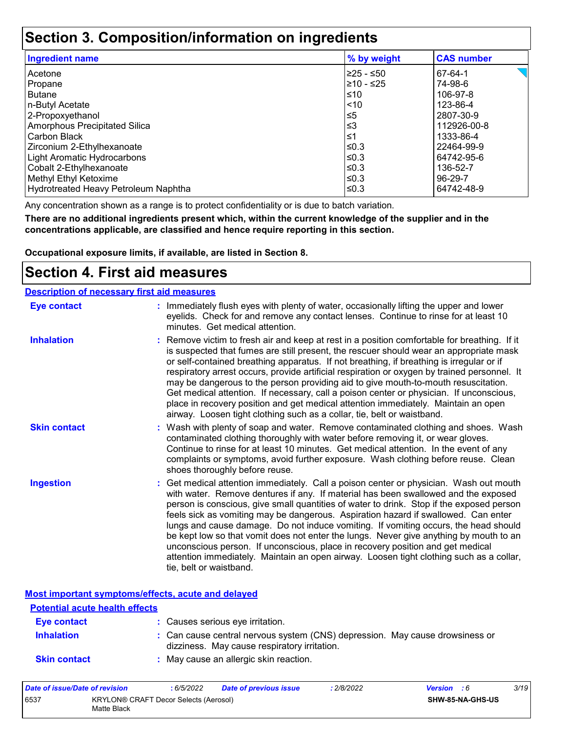# Section 3. Composition/information on ingredients

| Ingredient name | % by weight | CAS number |
| --- | --- | --- |
| Acetone | ≥25 - ≤50 | 67-64-1 |
| Propane | ≥10 - ≤25 | 74-98-6 |
| Butane | ≤10 | 106-97-8 |
| n-Butyl Acetate | <10 | 123-86-4 |
| 2-Propoxyethanol | ≤5 | 2807-30-9 |
| Amorphous Precipitated Silica | ≤3 | 112926-00-8 |
| Carbon Black | ≤1 | 1333-86-4 |
| Zirconium 2-Ethylhexanoate | ≤0.3 | 22464-99-9 |
| Light Aromatic Hydrocarbons | ≤0.3 | 64742-95-6 |
| Cobalt 2-Ethylhexanoate | ≤0.3 | 136-52-7 |
| Methyl Ethyl Ketoxime | ≤0.3 | 96-29-7 |
| Hydrotreated Heavy Petroleum Naphtha | ≤0.3 | 64742-48-9 |

Any concentration shown as a range is to protect confidentiality or is due to batch variation.

**There are no additional ingredients present which, within the current knowledge of the supplier and in the concentrations applicable, are classified and hence require reporting in this section.**

**Occupational exposure limits, if available, are listed in Section 8.**

# Section 4. First aid measures

## Description of necessary first aid measures

**Eye contact** : Immediately flush eyes with plenty of water, occasionally lifting the upper and lower eyelids. Check for and remove any contact lenses. Continue to rinse for at least 10 minutes. Get medical attention.

**Inhalation** : Remove victim to fresh air and keep at rest in a position comfortable for breathing. If it is suspected that fumes are still present, the rescuer should wear an appropriate mask or self-contained breathing apparatus. If not breathing, if breathing is irregular or if respiratory arrest occurs, provide artificial respiration or oxygen by trained personnel. It may be dangerous to the person providing aid to give mouth-to-mouth resuscitation. Get medical attention. If necessary, call a poison center or physician. If unconscious, place in recovery position and get medical attention immediately. Maintain an open airway. Loosen tight clothing such as a collar, tie, belt or waistband.

**Skin contact** : Wash with plenty of soap and water. Remove contaminated clothing and shoes. Wash contaminated clothing thoroughly with water before removing it, or wear gloves. Continue to rinse for at least 10 minutes. Get medical attention. In the event of any complaints or symptoms, avoid further exposure. Wash clothing before reuse. Clean shoes thoroughly before reuse.

**Ingestion** : Get medical attention immediately. Call a poison center or physician. Wash out mouth with water. Remove dentures if any. If material has been swallowed and the exposed person is conscious, give small quantities of water to drink. Stop if the exposed person feels sick as vomiting may be dangerous. Aspiration hazard if swallowed. Can enter lungs and cause damage. Do not induce vomiting. If vomiting occurs, the head should be kept low so that vomit does not enter the lungs. Never give anything by mouth to an unconscious person. If unconscious, place in recovery position and get medical attention immediately. Maintain an open airway. Loosen tight clothing such as a collar, tie, belt or waistband.

## Most important symptoms/effects, acute and delayed

### Potential acute health effects

**Eye contact** : Causes serious eye irritation.

**Inhalation** : Can cause central nervous system (CNS) depression. May cause drowsiness or dizziness. May cause respiratory irritation.

**Skin contact** : May cause an allergic skin reaction.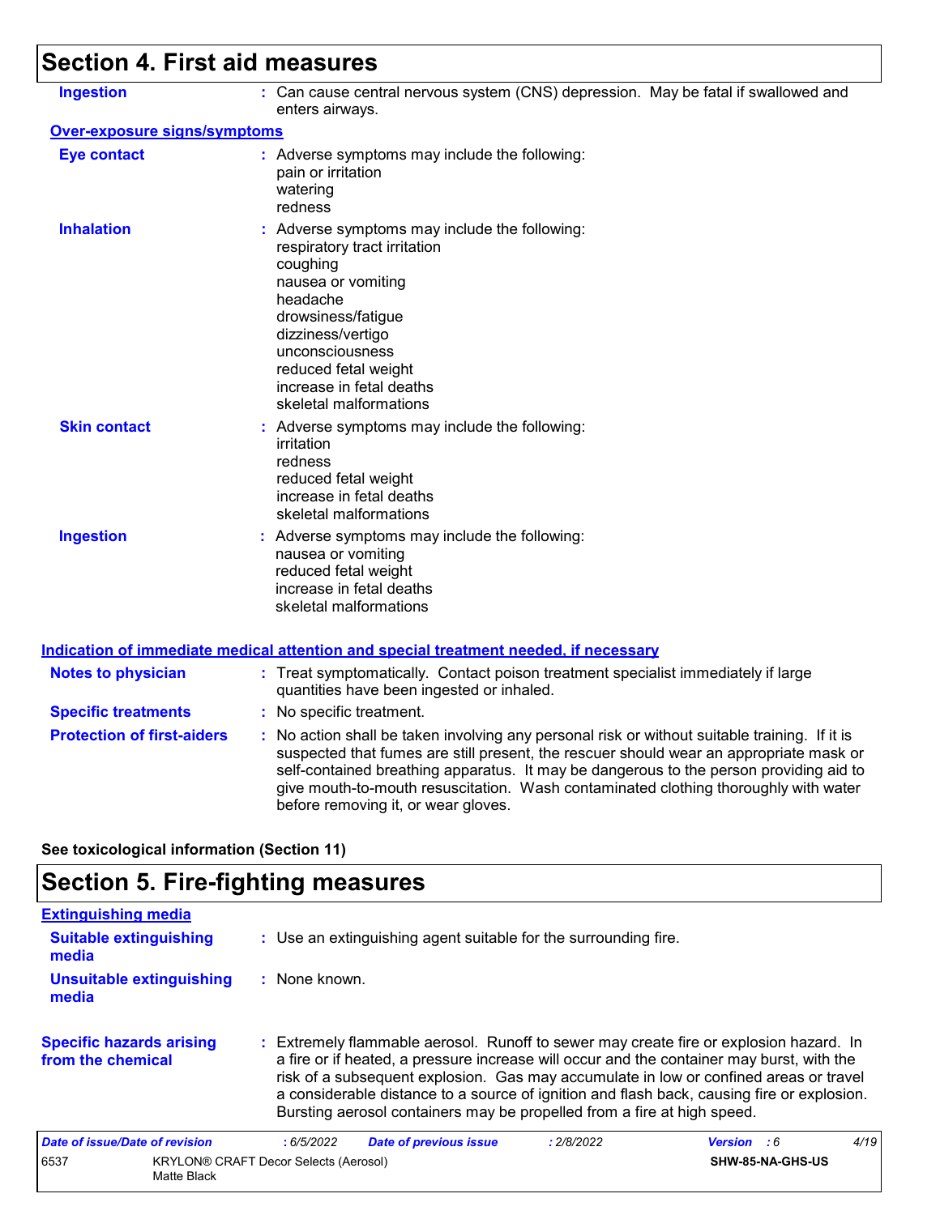## Section 4. First aid measures

**Ingestion** : Can cause central nervous system (CNS) depression. May be fatal if swallowed and enters airways.

### Over-exposure signs/symptoms

**Eye contact** : Adverse symptoms may include the following:
pain or irritation
watering
redness

**Inhalation** : Adverse symptoms may include the following:
respiratory tract irritation
coughing
nausea or vomiting
headache
drowsiness/fatigue
dizziness/vertigo
unconsciousness
reduced fetal weight
increase in fetal deaths
skeletal malformations

**Skin contact** : Adverse symptoms may include the following:
irritation
redness
reduced fetal weight
increase in fetal deaths
skeletal malformations

**Ingestion** : Adverse symptoms may include the following:
nausea or vomiting
reduced fetal weight
increase in fetal deaths
skeletal malformations

### Indication of immediate medical attention and special treatment needed, if necessary

**Notes to physician** : Treat symptomatically. Contact poison treatment specialist immediately if large quantities have been ingested or inhaled.

**Specific treatments** : No specific treatment.

**Protection of first-aiders** : No action shall be taken involving any personal risk or without suitable training. If it is suspected that fumes are still present, the rescuer should wear an appropriate mask or self-contained breathing apparatus. It may be dangerous to the person providing aid to give mouth-to-mouth resuscitation. Wash contaminated clothing thoroughly with water before removing it, or wear gloves.

**See toxicological information (Section 11)**

## Section 5. Fire-fighting measures

### Extinguishing media

**Suitable extinguishing media** : Use an extinguishing agent suitable for the surrounding fire.

**Unsuitable extinguishing media** : None known.

**Specific hazards arising from the chemical** : Extremely flammable aerosol. Runoff to sewer may create fire or explosion hazard. In a fire or if heated, a pressure increase will occur and the container may burst, with the risk of a subsequent explosion. Gas may accumulate in low or confined areas or travel a considerable distance to a source of ignition and flash back, causing fire or explosion. Bursting aerosol containers may be propelled from a fire at high speed.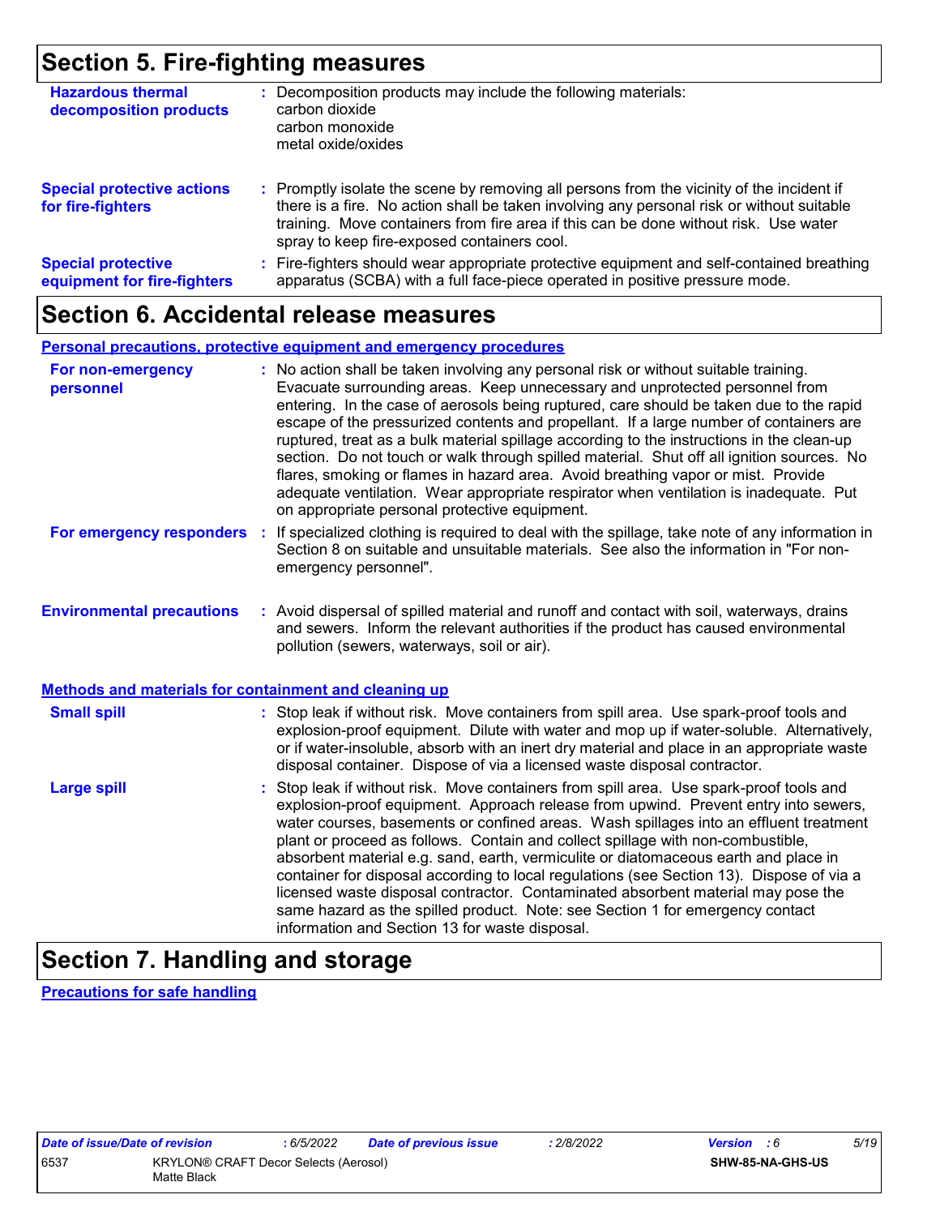## Section 5. Fire-fighting measures

**Hazardous thermal decomposition products** : Decomposition products may include the following materials:
carbon dioxide
carbon monoxide
metal oxide/oxides

**Special protective actions for fire-fighters** : Promptly isolate the scene by removing all persons from the vicinity of the incident if there is a fire. No action shall be taken involving any personal risk or without suitable training. Move containers from fire area if this can be done without risk. Use water spray to keep fire-exposed containers cool.

**Special protective equipment for fire-fighters** : Fire-fighters should wear appropriate protective equipment and self-contained breathing apparatus (SCBA) with a full face-piece operated in positive pressure mode.

## Section 6. Accidental release measures

### Personal precautions, protective equipment and emergency procedures

**For non-emergency personnel** : No action shall be taken involving any personal risk or without suitable training. Evacuate surrounding areas. Keep unnecessary and unprotected personnel from entering. In the case of aerosols being ruptured, care should be taken due to the rapid escape of the pressurized contents and propellant. If a large number of containers are ruptured, treat as a bulk material spillage according to the instructions in the clean-up section. Do not touch or walk through spilled material. Shut off all ignition sources. No flares, smoking or flames in hazard area. Avoid breathing vapor or mist. Provide adequate ventilation. Wear appropriate respirator when ventilation is inadequate. Put on appropriate personal protective equipment.

**For emergency responders** : If specialized clothing is required to deal with the spillage, take note of any information in Section 8 on suitable and unsuitable materials. See also the information in "For non-emergency personnel".

**Environmental precautions** : Avoid dispersal of spilled material and runoff and contact with soil, waterways, drains and sewers. Inform the relevant authorities if the product has caused environmental pollution (sewers, waterways, soil or air).

### Methods and materials for containment and cleaning up

**Small spill** : Stop leak if without risk. Move containers from spill area. Use spark-proof tools and explosion-proof equipment. Dilute with water and mop up if water-soluble. Alternatively, or if water-insoluble, absorb with an inert dry material and place in an appropriate waste disposal container. Dispose of via a licensed waste disposal contractor.

**Large spill** : Stop leak if without risk. Move containers from spill area. Use spark-proof tools and explosion-proof equipment. Approach release from upwind. Prevent entry into sewers, water courses, basements or confined areas. Wash spillages into an effluent treatment plant or proceed as follows. Contain and collect spillage with non-combustible, absorbent material e.g. sand, earth, vermiculite or diatomaceous earth and place in container for disposal according to local regulations (see Section 13). Dispose of via a licensed waste disposal contractor. Contaminated absorbent material may pose the same hazard as the spilled product. Note: see Section 1 for emergency contact information and Section 13 for waste disposal.

## Section 7. Handling and storage

### Precautions for safe handling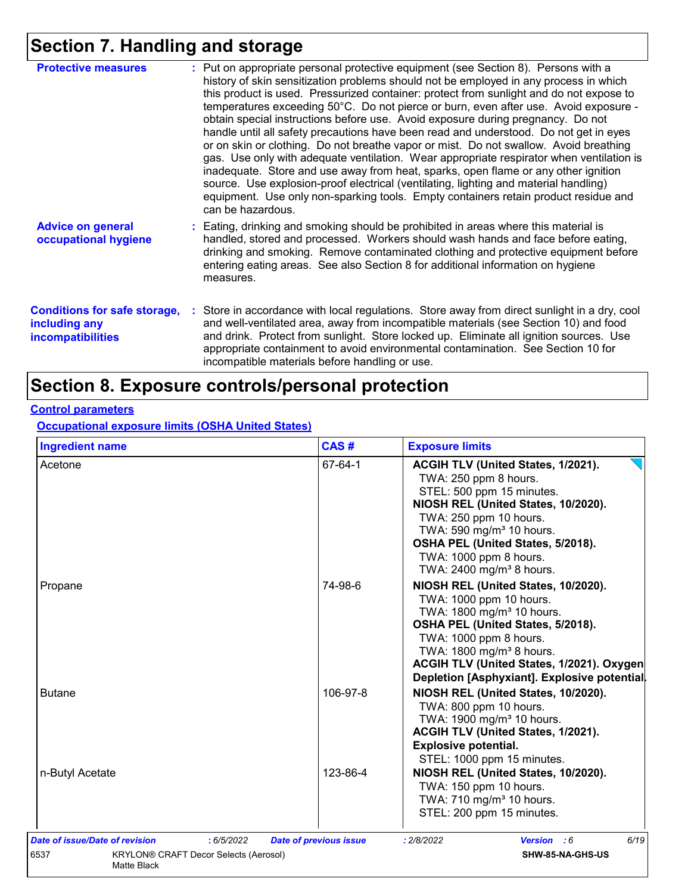## Section 7. Handling and storage

**Protective measures** : Put on appropriate personal protective equipment (see Section 8). Persons with a history of skin sensitization problems should not be employed in any process in which this product is used. Pressurized container: protect from sunlight and do not expose to temperatures exceeding 50°C. Do not pierce or burn, even after use. Avoid exposure - obtain special instructions before use. Avoid exposure during pregnancy. Do not handle until all safety precautions have been read and understood. Do not get in eyes or on skin or clothing. Do not breathe vapor or mist. Do not swallow. Avoid breathing gas. Use only with adequate ventilation. Wear appropriate respirator when ventilation is inadequate. Store and use away from heat, sparks, open flame or any other ignition source. Use explosion-proof electrical (ventilating, lighting and material handling) equipment. Use only non-sparking tools. Empty containers retain product residue and can be hazardous.

**Advice on general occupational hygiene** : Eating, drinking and smoking should be prohibited in areas where this material is handled, stored and processed. Workers should wash hands and face before eating, drinking and smoking. Remove contaminated clothing and protective equipment before entering eating areas. See also Section 8 for additional information on hygiene measures.

**Conditions for safe storage, including any incompatibilities** : Store in accordance with local regulations. Store away from direct sunlight in a dry, cool and well-ventilated area, away from incompatible materials (see Section 10) and food and drink. Protect from sunlight. Store locked up. Eliminate all ignition sources. Use appropriate containment to avoid environmental contamination. See Section 10 for incompatible materials before handling or use.

## Section 8. Exposure controls/personal protection

### Control parameters

#### Occupational exposure limits (OSHA United States)

| Ingredient name | CAS # | Exposure limits |
|---|---|---|
| Acetone | 67-64-1 | **ACGIH TLV (United States, 1/2021).**<br>TWA: 250 ppm 8 hours.<br>STEL: 500 ppm 15 minutes.<br>**NIOSH REL (United States, 10/2020).**<br>TWA: 250 ppm 10 hours.<br>TWA: 590 mg/m³ 10 hours.<br>**OSHA PEL (United States, 5/2018).**<br>TWA: 1000 ppm 8 hours.<br>TWA: 2400 mg/m³ 8 hours. |
| Propane | 74-98-6 | **NIOSH REL (United States, 10/2020).**<br>TWA: 1000 ppm 10 hours.<br>TWA: 1800 mg/m³ 10 hours.<br>**OSHA PEL (United States, 5/2018).**<br>TWA: 1000 ppm 8 hours.<br>TWA: 1800 mg/m³ 8 hours.<br>**ACGIH TLV (United States, 1/2021). Oxygen Depletion [Asphyxiant]. Explosive potential.** |
| Butane | 106-97-8 | **NIOSH REL (United States, 10/2020).**<br>TWA: 800 ppm 10 hours.<br>TWA: 1900 mg/m³ 10 hours.<br>**ACGIH TLV (United States, 1/2021). Explosive potential.**<br>STEL: 1000 ppm 15 minutes. |
| n-Butyl Acetate | 123-86-4 | **NIOSH REL (United States, 10/2020).**<br>TWA: 150 ppm 10 hours.<br>TWA: 710 mg/m³ 10 hours.<br>STEL: 200 ppm 15 minutes. |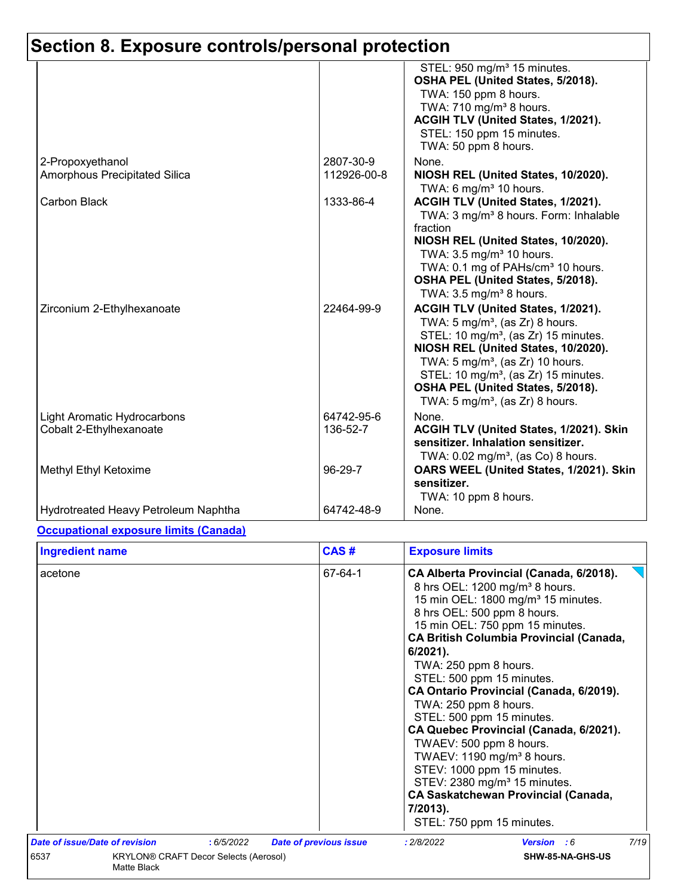## Section 8. Exposure controls/personal protection

| | | |
|---|---|---|
| | | STEL: 950 mg/m³ 15 minutes.<br>**OSHA PEL (United States, 5/2018).**<br>TWA: 150 ppm 8 hours.<br>TWA: 710 mg/m³ 8 hours.<br>**ACGIH TLV (United States, 1/2021).**<br>STEL: 150 ppm 15 minutes.<br>TWA: 50 ppm 8 hours. |
| 2-Propoxyethanol | 2807-30-9 | None. |
| Amorphous Precipitated Silica | 112926-00-8 | **NIOSH REL (United States, 10/2020).**<br>TWA: 6 mg/m³ 10 hours. |
| Carbon Black | 1333-86-4 | **ACGIH TLV (United States, 1/2021).**<br>TWA: 3 mg/m³ 8 hours. Form: Inhalable fraction<br>**NIOSH REL (United States, 10/2020).**<br>TWA: 3.5 mg/m³ 10 hours.<br>TWA: 0.1 mg of PAHs/cm³ 10 hours.<br>**OSHA PEL (United States, 5/2018).**<br>TWA: 3.5 mg/m³ 8 hours. |
| Zirconium 2-Ethylhexanoate | 22464-99-9 | **ACGIH TLV (United States, 1/2021).**<br>TWA: 5 mg/m³, (as Zr) 8 hours.<br>STEL: 10 mg/m³, (as Zr) 15 minutes.<br>**NIOSH REL (United States, 10/2020).**<br>TWA: 5 mg/m³, (as Zr) 10 hours.<br>STEL: 10 mg/m³, (as Zr) 15 minutes.<br>**OSHA PEL (United States, 5/2018).**<br>TWA: 5 mg/m³, (as Zr) 8 hours. |
| Light Aromatic Hydrocarbons | 64742-95-6 | None. |
| Cobalt 2-Ethylhexanoate | 136-52-7 | **ACGIH TLV (United States, 1/2021). Skin sensitizer. Inhalation sensitizer.**<br>TWA: 0.02 mg/m³, (as Co) 8 hours. |
| Methyl Ethyl Ketoxime | 96-29-7 | **OARS WEEL (United States, 1/2021). Skin sensitizer.**<br>TWA: 10 ppm 8 hours. |
| Hydrotreated Heavy Petroleum Naphtha | 64742-48-9 | None. |

**Occupational exposure limits (Canada)**

| Ingredient name | CAS # | Exposure limits |
|---|---|---|
| acetone | 67-64-1 | **CA Alberta Provincial (Canada, 6/2018).**<br>8 hrs OEL: 1200 mg/m³ 8 hours.<br>15 min OEL: 1800 mg/m³ 15 minutes.<br>8 hrs OEL: 500 ppm 8 hours.<br>15 min OEL: 750 ppm 15 minutes.<br>**CA British Columbia Provincial (Canada, 6/2021).**<br>TWA: 250 ppm 8 hours.<br>STEL: 500 ppm 15 minutes.<br>**CA Ontario Provincial (Canada, 6/2019).**<br>TWA: 250 ppm 8 hours.<br>STEL: 500 ppm 15 minutes.<br>**CA Quebec Provincial (Canada, 6/2021).**<br>TWAEV: 500 ppm 8 hours.<br>TWAEV: 1190 mg/m³ 8 hours.<br>STEV: 1000 ppm 15 minutes.<br>STEV: 2380 mg/m³ 15 minutes.<br>**CA Saskatchewan Provincial (Canada, 7/2013).**<br>STEL: 750 ppm 15 minutes. |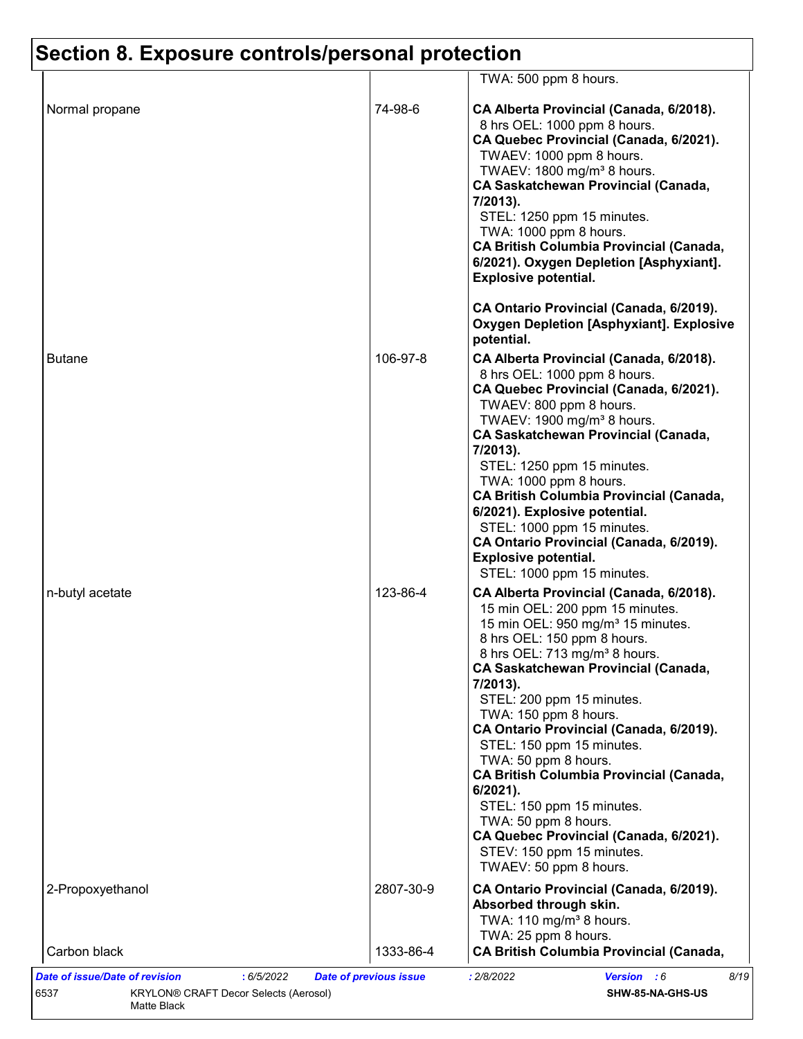# Section 8. Exposure controls/personal protection

| Ingredient name | CAS # | Exposure limits |
|---|---|---|
| | | TWA: 500 ppm 8 hours. |
| Normal propane | 74-98-6 | **CA Alberta Provincial (Canada, 6/2018).**<br>8 hrs OEL: 1000 ppm 8 hours.<br>**CA Quebec Provincial (Canada, 6/2021).**<br>TWAEV: 1000 ppm 8 hours.<br>TWAEV: 1800 mg/m³ 8 hours.<br>**CA Saskatchewan Provincial (Canada, 7/2013).**<br>STEL: 1250 ppm 15 minutes.<br>TWA: 1000 ppm 8 hours.<br>**CA British Columbia Provincial (Canada, 6/2021). Oxygen Depletion [Asphyxiant]. Explosive potential.**<br><br>**CA Ontario Provincial (Canada, 6/2019). Oxygen Depletion [Asphyxiant]. Explosive potential.** |
| Butane | 106-97-8 | **CA Alberta Provincial (Canada, 6/2018).**<br>8 hrs OEL: 1000 ppm 8 hours.<br>**CA Quebec Provincial (Canada, 6/2021).**<br>TWAEV: 800 ppm 8 hours.<br>TWAEV: 1900 mg/m³ 8 hours.<br>**CA Saskatchewan Provincial (Canada, 7/2013).**<br>STEL: 1250 ppm 15 minutes.<br>TWA: 1000 ppm 8 hours.<br>**CA British Columbia Provincial (Canada, 6/2021). Explosive potential.**<br>STEL: 1000 ppm 15 minutes.<br>**CA Ontario Provincial (Canada, 6/2019). Explosive potential.**<br>STEL: 1000 ppm 15 minutes. |
| n-butyl acetate | 123-86-4 | **CA Alberta Provincial (Canada, 6/2018).**<br>15 min OEL: 200 ppm 15 minutes.<br>15 min OEL: 950 mg/m³ 15 minutes.<br>8 hrs OEL: 150 ppm 8 hours.<br>8 hrs OEL: 713 mg/m³ 8 hours.<br>**CA Saskatchewan Provincial (Canada, 7/2013).**<br>STEL: 200 ppm 15 minutes.<br>TWA: 150 ppm 8 hours.<br>**CA Ontario Provincial (Canada, 6/2019).**<br>STEL: 150 ppm 15 minutes.<br>TWA: 50 ppm 8 hours.<br>**CA British Columbia Provincial (Canada, 6/2021).**<br>STEL: 150 ppm 15 minutes.<br>TWA: 50 ppm 8 hours.<br>**CA Quebec Provincial (Canada, 6/2021).**<br>STEV: 150 ppm 15 minutes.<br>TWAEV: 50 ppm 8 hours. |
| 2-Propoxyethanol | 2807-30-9 | **CA Ontario Provincial (Canada, 6/2019). Absorbed through skin.**<br>TWA: 110 mg/m³ 8 hours.<br>TWA: 25 ppm 8 hours. |
| Carbon black | 1333-86-4 | **CA British Columbia Provincial (Canada,** |

| *Date of issue/Date of revision* | : 6/5/2022 | *Date of previous issue* | : 2/8/2022 | *Version* : 6 |
|---|---|---|---|---|
| 6537 | KRYLON® CRAFT Decor Selects (Aerosol) Matte Black | | | **SHW-85-NA-GHS-US** |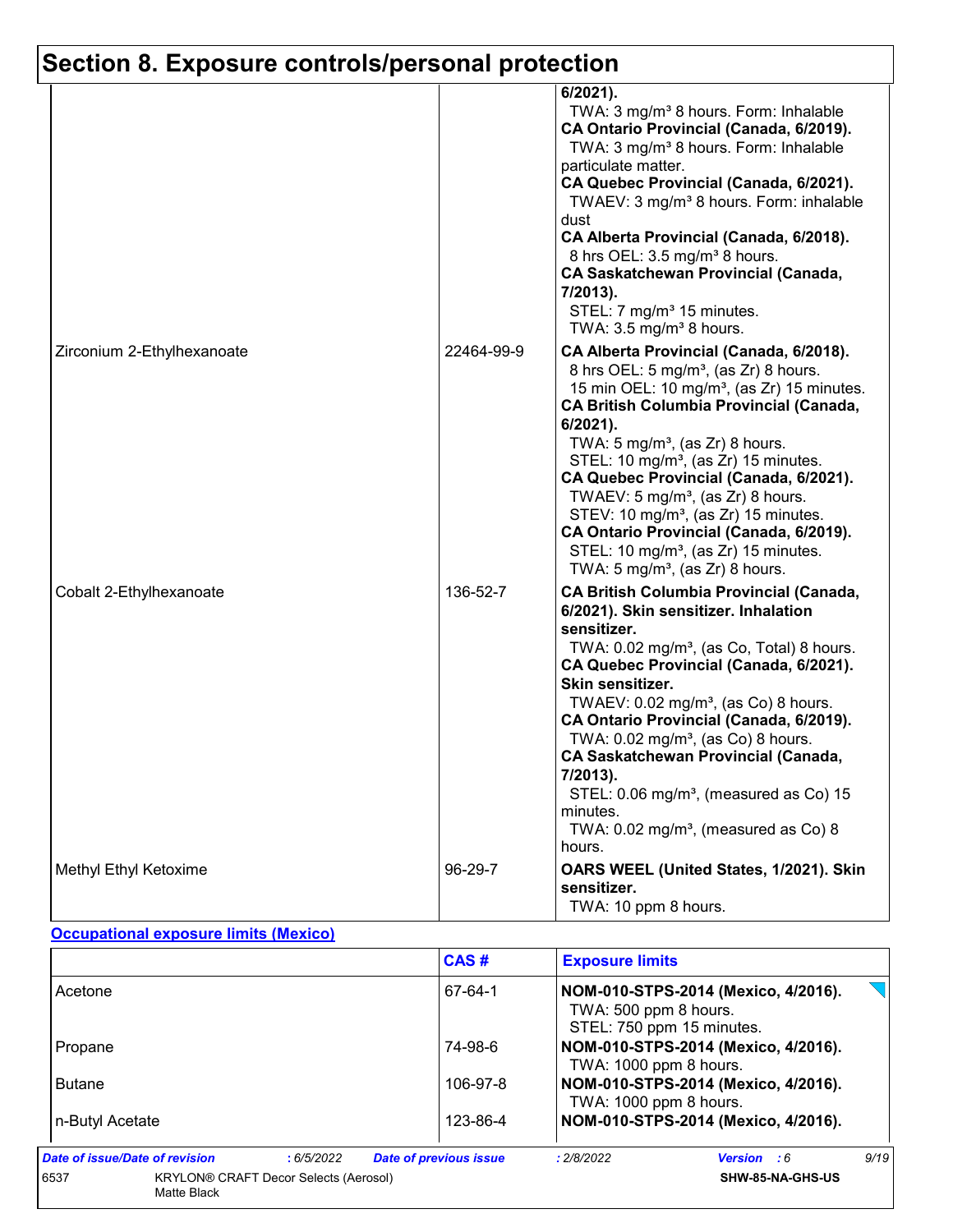# Section 8. Exposure controls/personal protection

| | | |
|---|---|---|
| | | **6/2021).**<br>TWA: 3 mg/m³ 8 hours. Form: Inhalable<br>**CA Ontario Provincial (Canada, 6/2019).**<br>TWA: 3 mg/m³ 8 hours. Form: Inhalable particulate matter.<br>**CA Quebec Provincial (Canada, 6/2021).**<br>TWAEV: 3 mg/m³ 8 hours. Form: inhalable dust<br>**CA Alberta Provincial (Canada, 6/2018).**<br>8 hrs OEL: 3.5 mg/m³ 8 hours.<br>**CA Saskatchewan Provincial (Canada, 7/2013).**<br>STEL: 7 mg/m³ 15 minutes.<br>TWA: 3.5 mg/m³ 8 hours. |
| Zirconium 2-Ethylhexanoate | 22464-99-9 | **CA Alberta Provincial (Canada, 6/2018).**<br>8 hrs OEL: 5 mg/m³, (as Zr) 8 hours.<br>15 min OEL: 10 mg/m³, (as Zr) 15 minutes.<br>**CA British Columbia Provincial (Canada, 6/2021).**<br>TWA: 5 mg/m³, (as Zr) 8 hours.<br>STEL: 10 mg/m³, (as Zr) 15 minutes.<br>**CA Quebec Provincial (Canada, 6/2021).**<br>TWAEV: 5 mg/m³, (as Zr) 8 hours.<br>STEV: 10 mg/m³, (as Zr) 15 minutes.<br>**CA Ontario Provincial (Canada, 6/2019).**<br>STEL: 10 mg/m³, (as Zr) 15 minutes.<br>TWA: 5 mg/m³, (as Zr) 8 hours. |
| Cobalt 2-Ethylhexanoate | 136-52-7 | **CA British Columbia Provincial (Canada, 6/2021). Skin sensitizer. Inhalation sensitizer.**<br>TWA: 0.02 mg/m³, (as Co, Total) 8 hours.<br>**CA Quebec Provincial (Canada, 6/2021). Skin sensitizer.**<br>TWAEV: 0.02 mg/m³, (as Co) 8 hours.<br>**CA Ontario Provincial (Canada, 6/2019).**<br>TWA: 0.02 mg/m³, (as Co) 8 hours.<br>**CA Saskatchewan Provincial (Canada, 7/2013).**<br>STEL: 0.06 mg/m³, (measured as Co) 15 minutes.<br>TWA: 0.02 mg/m³, (measured as Co) 8 hours. |
| Methyl Ethyl Ketoxime | 96-29-7 | **OARS WEEL (United States, 1/2021). Skin sensitizer.**<br>TWA: 10 ppm 8 hours. |

**Occupational exposure limits (Mexico)**

| | CAS # | Exposure limits |
|---|---|---|
| Acetone | 67-64-1 | **NOM-010-STPS-2014 (Mexico, 4/2016).**<br>TWA: 500 ppm 8 hours.<br>STEL: 750 ppm 15 minutes. |
| Propane | 74-98-6 | **NOM-010-STPS-2014 (Mexico, 4/2016).**<br>TWA: 1000 ppm 8 hours. |
| Butane | 106-97-8 | **NOM-010-STPS-2014 (Mexico, 4/2016).**<br>TWA: 1000 ppm 8 hours. |
| n-Butyl Acetate | 123-86-4 | **NOM-010-STPS-2014 (Mexico, 4/2016).** |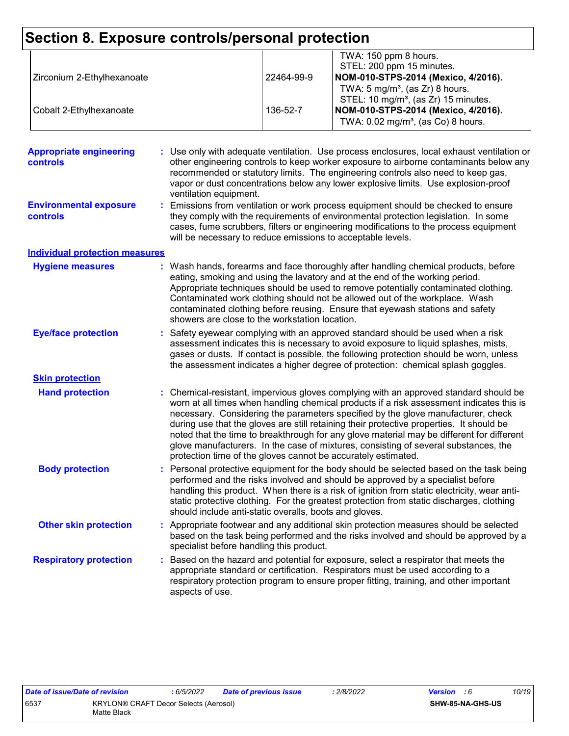# Section 8. Exposure controls/personal protection

| | | |
|---|---|---|
| | | TWA: 150 ppm 8 hours.<br>STEL: 200 ppm 15 minutes. |
| Zirconium 2-Ethylhexanoate | 22464-99-9 | **NOM-010-STPS-2014 (Mexico, 4/2016).**<br>TWA: 5 mg/m³, (as Zr) 8 hours.<br>STEL: 10 mg/m³, (as Zr) 15 minutes. |
| Cobalt 2-Ethylhexanoate | 136-52-7 | **NOM-010-STPS-2014 (Mexico, 4/2016).**<br>TWA: 0.02 mg/m³, (as Co) 8 hours. |

**Appropriate engineering controls** : Use only with adequate ventilation. Use process enclosures, local exhaust ventilation or other engineering controls to keep worker exposure to airborne contaminants below any recommended or statutory limits. The engineering controls also need to keep gas, vapor or dust concentrations below any lower explosive limits. Use explosion-proof ventilation equipment.

**Environmental exposure controls** : Emissions from ventilation or work process equipment should be checked to ensure they comply with the requirements of environmental protection legislation. In some cases, fume scrubbers, filters or engineering modifications to the process equipment will be necessary to reduce emissions to acceptable levels.

## Individual protection measures

**Hygiene measures** : Wash hands, forearms and face thoroughly after handling chemical products, before eating, smoking and using the lavatory and at the end of the working period. Appropriate techniques should be used to remove potentially contaminated clothing. Contaminated work clothing should not be allowed out of the workplace. Wash contaminated clothing before reusing. Ensure that eyewash stations and safety showers are close to the workstation location.

**Eye/face protection** : Safety eyewear complying with an approved standard should be used when a risk assessment indicates this is necessary to avoid exposure to liquid splashes, mists, gases or dusts. If contact is possible, the following protection should be worn, unless the assessment indicates a higher degree of protection: chemical splash goggles.

### Skin protection

**Hand protection** : Chemical-resistant, impervious gloves complying with an approved standard should be worn at all times when handling chemical products if a risk assessment indicates this is necessary. Considering the parameters specified by the glove manufacturer, check during use that the gloves are still retaining their protective properties. It should be noted that the time to breakthrough for any glove material may be different for different glove manufacturers. In the case of mixtures, consisting of several substances, the protection time of the gloves cannot be accurately estimated.

**Body protection** : Personal protective equipment for the body should be selected based on the task being performed and the risks involved and should be approved by a specialist before handling this product. When there is a risk of ignition from static electricity, wear anti-static protective clothing. For the greatest protection from static discharges, clothing should include anti-static overalls, boots and gloves.

**Other skin protection** : Appropriate footwear and any additional skin protection measures should be selected based on the task being performed and the risks involved and should be approved by a specialist before handling this product.

**Respiratory protection** : Based on the hazard and potential for exposure, select a respirator that meets the appropriate standard or certification. Respirators must be used according to a respiratory protection program to ensure proper fitting, training, and other important aspects of use.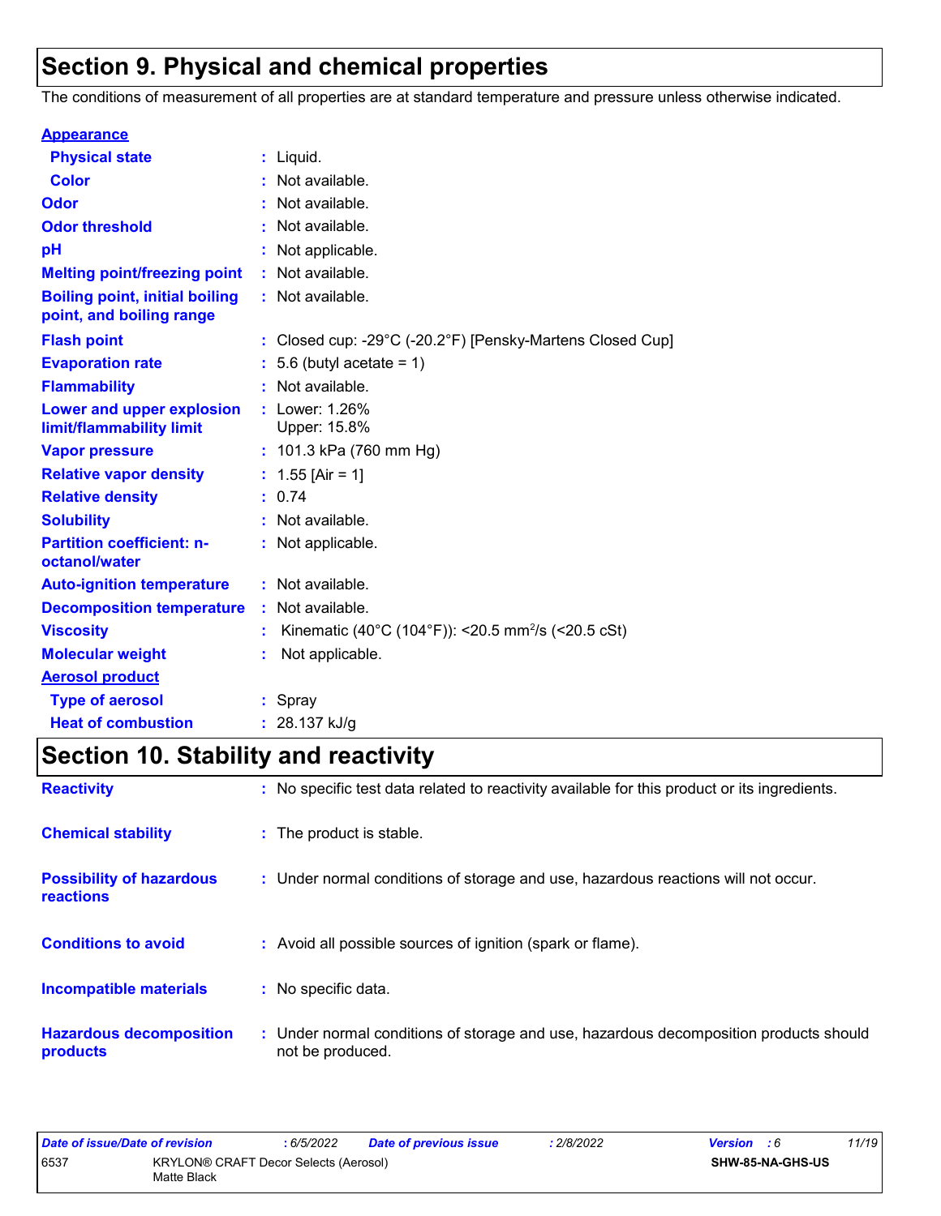# Section 9. Physical and chemical properties

The conditions of measurement of all properties are at standard temperature and pressure unless otherwise indicated.

**Appearance**

| Property | Value |
|---|---|
| Physical state | Liquid. |
| Color | Not available. |
| Odor | Not available. |
| Odor threshold | Not available. |
| pH | Not applicable. |
| Melting point/freezing point | Not available. |
| Boiling point, initial boiling point, and boiling range | Not available. |
| Flash point | Closed cup: -29°C (-20.2°F) [Pensky-Martens Closed Cup] |
| Evaporation rate | 5.6 (butyl acetate = 1) |
| Flammability | Not available. |
| Lower and upper explosion limit/flammability limit | Lower: 1.26%<br>Upper: 15.8% |
| Vapor pressure | 101.3 kPa (760 mm Hg) |
| Relative vapor density | 1.55 [Air = 1] |
| Relative density | 0.74 |
| Solubility | Not available. |
| Partition coefficient: n-octanol/water | Not applicable. |
| Auto-ignition temperature | Not available. |
| Decomposition temperature | Not available. |
| Viscosity | Kinematic (40°C (104°F)): <20.5 $mm^2/s$ (<20.5 cSt) |
| Molecular weight | Not applicable. |

**Aerosol product**

| Property | Value |
|---|---|
| Type of aerosol | Spray |
| Heat of combustion | 28.137 kJ/g |

# Section 10. Stability and reactivity

| | |
|---|---|
| **Reactivity** | No specific test data related to reactivity available for this product or its ingredients. |
| **Chemical stability** | The product is stable. |
| **Possibility of hazardous reactions** | Under normal conditions of storage and use, hazardous reactions will not occur. |
| **Conditions to avoid** | Avoid all possible sources of ignition (spark or flame). |
| **Incompatible materials** | No specific data. |
| **Hazardous decomposition products** | Under normal conditions of storage and use, hazardous decomposition products should not be produced. |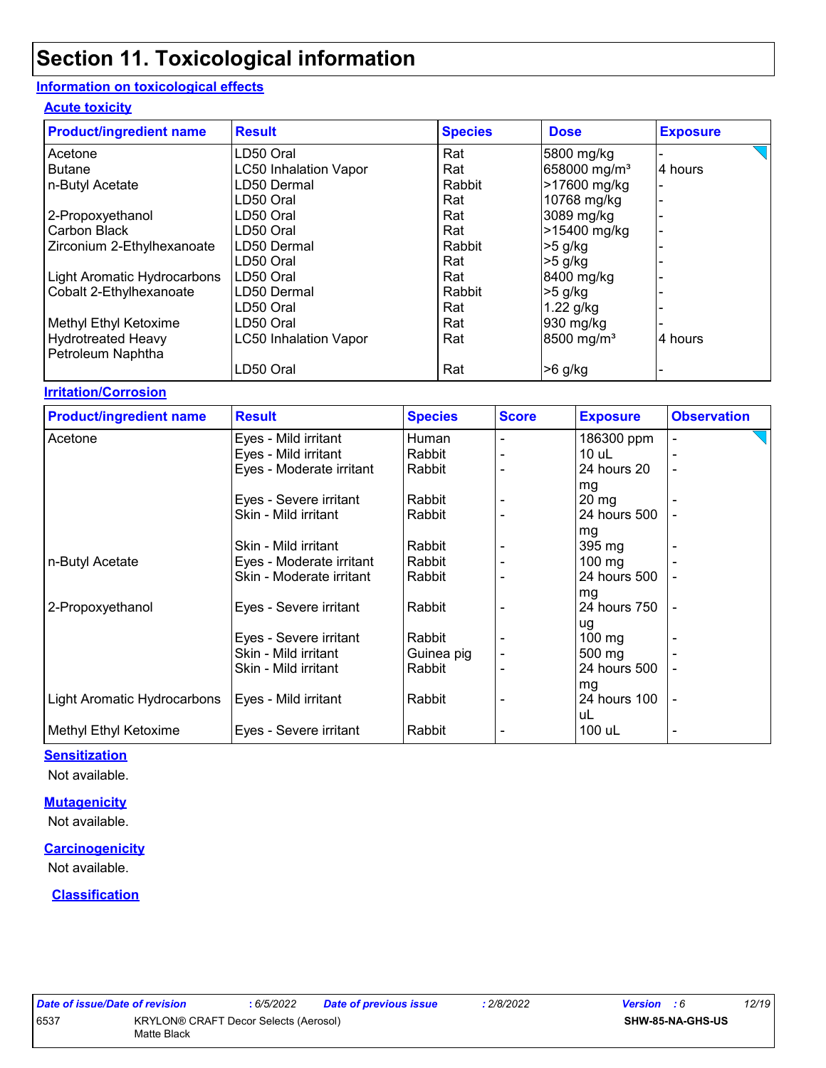# Section 11. Toxicological information

## Information on toxicological effects

### Acute toxicity

| Product/ingredient name | Result | Species | Dose | Exposure |
|---|---|---|---|---|
| Acetone | LD50 Oral | Rat | 5800 mg/kg | - |
| Butane | LC50 Inhalation Vapor | Rat | 658000 mg/m³ | 4 hours |
| n-Butyl Acetate | LD50 Dermal | Rabbit | >17600 mg/kg | - |
| | LD50 Oral | Rat | 10768 mg/kg | - |
| 2-Propoxyethanol | LD50 Oral | Rat | 3089 mg/kg | - |
| Carbon Black | LD50 Oral | Rat | >15400 mg/kg | - |
| Zirconium 2-Ethylhexanoate | LD50 Dermal | Rabbit | >5 g/kg | - |
| | LD50 Oral | Rat | >5 g/kg | - |
| Light Aromatic Hydrocarbons | LD50 Oral | Rat | 8400 mg/kg | - |
| Cobalt 2-Ethylhexanoate | LD50 Dermal | Rabbit | >5 g/kg | - |
| | LD50 Oral | Rat | 1.22 g/kg | - |
| Methyl Ethyl Ketoxime | LD50 Oral | Rat | 930 mg/kg | - |
| Hydrotreated Heavy Petroleum Naphtha | LC50 Inhalation Vapor | Rat | 8500 mg/m³ | 4 hours |
| | LD50 Oral | Rat | >6 g/kg | - |

### Irritation/Corrosion

| Product/ingredient name | Result | Species | Score | Exposure | Observation |
|---|---|---|---|---|---|
| Acetone | Eyes - Mild irritant | Human | - | 186300 ppm | - |
| | Eyes - Mild irritant | Rabbit | - | 10 uL | - |
| | Eyes - Moderate irritant | Rabbit | - | 24 hours 20 mg | - |
| | Eyes - Severe irritant | Rabbit | - | 20 mg | - |
| | Skin - Mild irritant | Rabbit | - | 24 hours 500 mg | - |
| | Skin - Mild irritant | Rabbit | - | 395 mg | - |
| n-Butyl Acetate | Eyes - Moderate irritant | Rabbit | - | 100 mg | - |
| | Skin - Moderate irritant | Rabbit | - | 24 hours 500 mg | - |
| 2-Propoxyethanol | Eyes - Severe irritant | Rabbit | - | 24 hours 750 ug | - |
| | Eyes - Severe irritant | Rabbit | - | 100 mg | - |
| | Skin - Mild irritant | Guinea pig | - | 500 mg | - |
| | Skin - Mild irritant | Rabbit | - | 24 hours 500 mg | - |
| Light Aromatic Hydrocarbons | Eyes - Mild irritant | Rabbit | - | 24 hours 100 uL | - |
| Methyl Ethyl Ketoxime | Eyes - Severe irritant | Rabbit | - | 100 uL | - |

### Sensitization

Not available.

### Mutagenicity

Not available.

### Carcinogenicity

Not available.

### Classification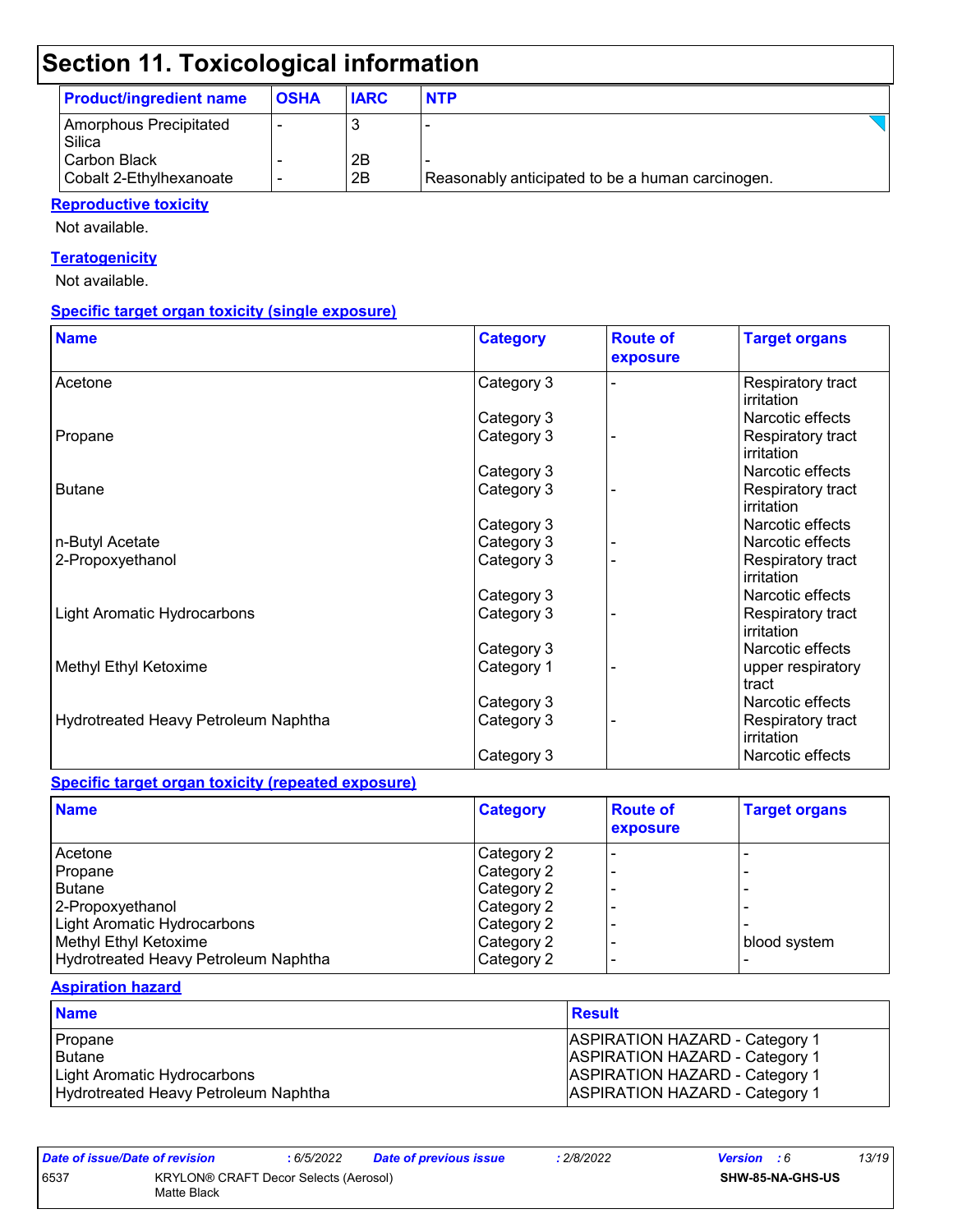# Section 11. Toxicological information

| Product/ingredient name | OSHA | IARC | NTP |
| --- | --- | --- | --- |
| Amorphous Precipitated Silica | - | 3 | - |
| Carbon Black | - | 2B | - |
| Cobalt 2-Ethylhexanoate | - | 2B | Reasonably anticipated to be a human carcinogen. |

**Reproductive toxicity**

Not available.

**Teratogenicity**

Not available.

**Specific target organ toxicity (single exposure)**

| Name | Category | Route of exposure | Target organs |
| --- | --- | --- | --- |
| Acetone | Category 3 | - | Respiratory tract irritation |
| | Category 3 | | Narcotic effects |
| Propane | Category 3 | - | Respiratory tract irritation |
| | Category 3 | | Narcotic effects |
| Butane | Category 3 | - | Respiratory tract irritation |
| | Category 3 | | Narcotic effects |
| n-Butyl Acetate | Category 3 | - | Narcotic effects |
| 2-Propoxyethanol | Category 3 | - | Respiratory tract irritation |
| | Category 3 | | Narcotic effects |
| Light Aromatic Hydrocarbons | Category 3 | - | Respiratory tract irritation |
| | Category 3 | | Narcotic effects |
| Methyl Ethyl Ketoxime | Category 1 | - | upper respiratory tract |
| | Category 3 | | Narcotic effects |
| Hydrotreated Heavy Petroleum Naphtha | Category 3 | - | Respiratory tract irritation |
| | Category 3 | | Narcotic effects |

**Specific target organ toxicity (repeated exposure)**

| Name | Category | Route of exposure | Target organs |
| --- | --- | --- | --- |
| Acetone | Category 2 | - | - |
| Propane | Category 2 | - | - |
| Butane | Category 2 | - | - |
| 2-Propoxyethanol | Category 2 | - | - |
| Light Aromatic Hydrocarbons | Category 2 | - | - |
| Methyl Ethyl Ketoxime | Category 2 | - | blood system |
| Hydrotreated Heavy Petroleum Naphtha | Category 2 | - | - |

**Aspiration hazard**

| Name | Result |
| --- | --- |
| Propane | ASPIRATION HAZARD - Category 1 |
| Butane | ASPIRATION HAZARD - Category 1 |
| Light Aromatic Hydrocarbons | ASPIRATION HAZARD - Category 1 |
| Hydrotreated Heavy Petroleum Naphtha | ASPIRATION HAZARD - Category 1 |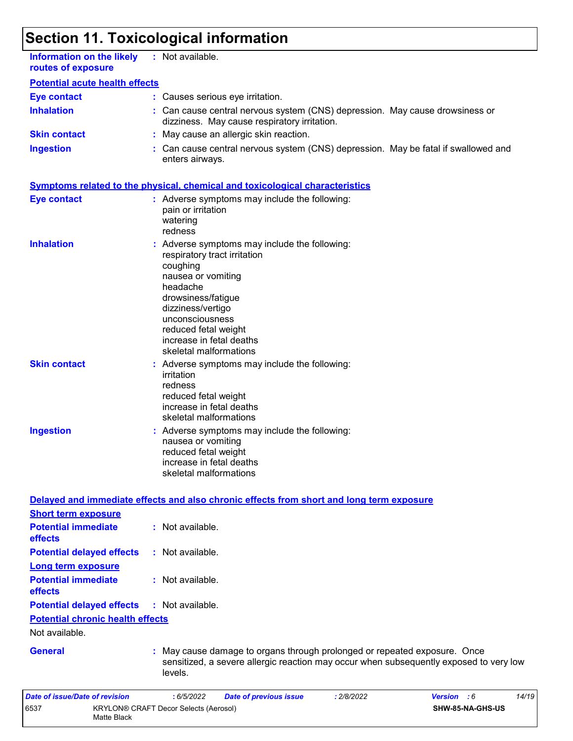# Section 11. Toxicological information

**Information on the likely routes of exposure** : Not available.

**Potential acute health effects**

**Eye contact** : Causes serious eye irritation.

**Inhalation** : Can cause central nervous system (CNS) depression. May cause drowsiness or dizziness. May cause respiratory irritation.

**Skin contact** : May cause an allergic skin reaction.

**Ingestion** : Can cause central nervous system (CNS) depression. May be fatal if swallowed and enters airways.

**Symptoms related to the physical, chemical and toxicological characteristics**

**Eye contact** : Adverse symptoms may include the following:
pain or irritation
watering
redness

**Inhalation** : Adverse symptoms may include the following:
respiratory tract irritation
coughing
nausea or vomiting
headache
drowsiness/fatigue
dizziness/vertigo
unconsciousness
reduced fetal weight
increase in fetal deaths
skeletal malformations

**Skin contact** : Adverse symptoms may include the following:
irritation
redness
reduced fetal weight
increase in fetal deaths
skeletal malformations

**Ingestion** : Adverse symptoms may include the following:
nausea or vomiting
reduced fetal weight
increase in fetal deaths
skeletal malformations

**Delayed and immediate effects and also chronic effects from short and long term exposure**

**Short term exposure**

**Potential immediate effects** : Not available.

**Potential delayed effects** : Not available.

**Long term exposure**

**Potential immediate effects** : Not available.

**Potential delayed effects** : Not available.

**Potential chronic health effects**

Not available.

**General** : May cause damage to organs through prolonged or repeated exposure. Once sensitized, a severe allergic reaction may occur when subsequently exposed to very low levels.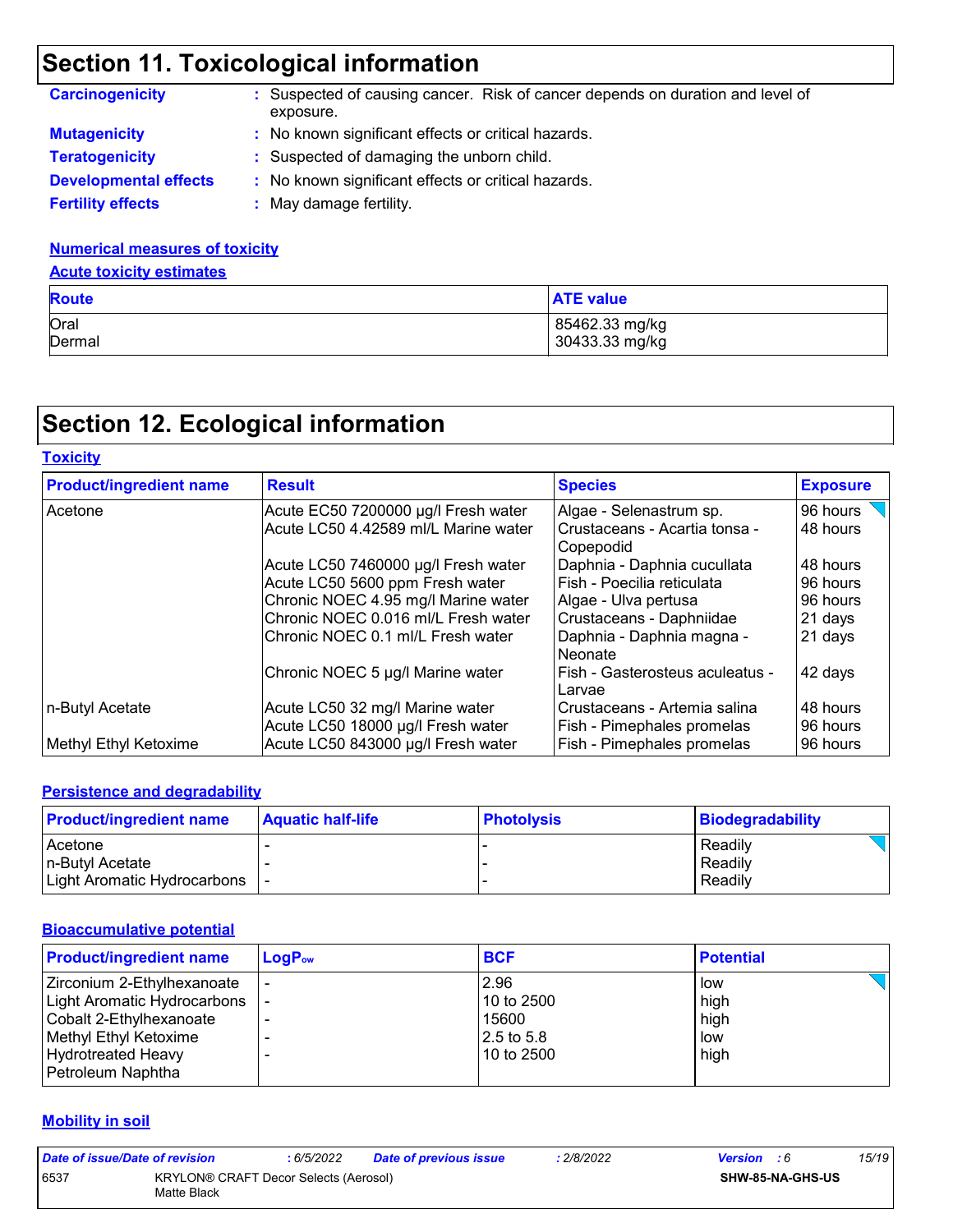# Section 11. Toxicological information

**Carcinogenicity** : Suspected of causing cancer. Risk of cancer depends on duration and level of exposure.

**Mutagenicity** : No known significant effects or critical hazards.

**Teratogenicity** : Suspected of damaging the unborn child.

**Developmental effects** : No known significant effects or critical hazards.

**Fertility effects** : May damage fertility.

**Numerical measures of toxicity**

**Acute toxicity estimates**

| Route | ATE value |
|---|---|
| Oral | 85462.33 mg/kg |
| Dermal | 30433.33 mg/kg |

# Section 12. Ecological information

**Toxicity**

| Product/ingredient name | Result | Species | Exposure |
|---|---|---|---|
| Acetone | Acute EC50 7200000 µg/l Fresh water | Algae - Selenastrum sp. | 96 hours |
| | Acute LC50 4.42589 ml/L Marine water | Crustaceans - Acartia tonsa - Copepodid | 48 hours |
| | Acute LC50 7460000 µg/l Fresh water | Daphnia - Daphnia cucullata | 48 hours |
| | Acute LC50 5600 ppm Fresh water | Fish - Poecilia reticulata | 96 hours |
| | Chronic NOEC 4.95 mg/l Marine water | Algae - Ulva pertusa | 96 hours |
| | Chronic NOEC 0.016 ml/L Fresh water | Crustaceans - Daphniidae | 21 days |
| | Chronic NOEC 0.1 ml/L Fresh water | Daphnia - Daphnia magna - Neonate | 21 days |
| | Chronic NOEC 5 µg/l Marine water | Fish - Gasterosteus aculeatus - Larvae | 42 days |
| n-Butyl Acetate | Acute LC50 32 mg/l Marine water | Crustaceans - Artemia salina | 48 hours |
| | Acute LC50 18000 µg/l Fresh water | Fish - Pimephales promelas | 96 hours |
| Methyl Ethyl Ketoxime | Acute LC50 843000 µg/l Fresh water | Fish - Pimephales promelas | 96 hours |

**Persistence and degradability**

| Product/ingredient name | Aquatic half-life | Photolysis | Biodegradability |
|---|---|---|---|
| Acetone | - | - | Readily |
| n-Butyl Acetate | - | - | Readily |
| Light Aromatic Hydrocarbons | - | - | Readily |

**Bioaccumulative potential**

| Product/ingredient name | $LogP_{ow}$ | BCF | Potential |
|---|---|---|---|
| Zirconium 2-Ethylhexanoate | - | 2.96 | low |
| Light Aromatic Hydrocarbons | - | 10 to 2500 | high |
| Cobalt 2-Ethylhexanoate | - | 15600 | high |
| Methyl Ethyl Ketoxime | - | 2.5 to 5.8 | low |
| Hydrotreated Heavy Petroleum Naphtha | - | 10 to 2500 | high |

**Mobility in soil**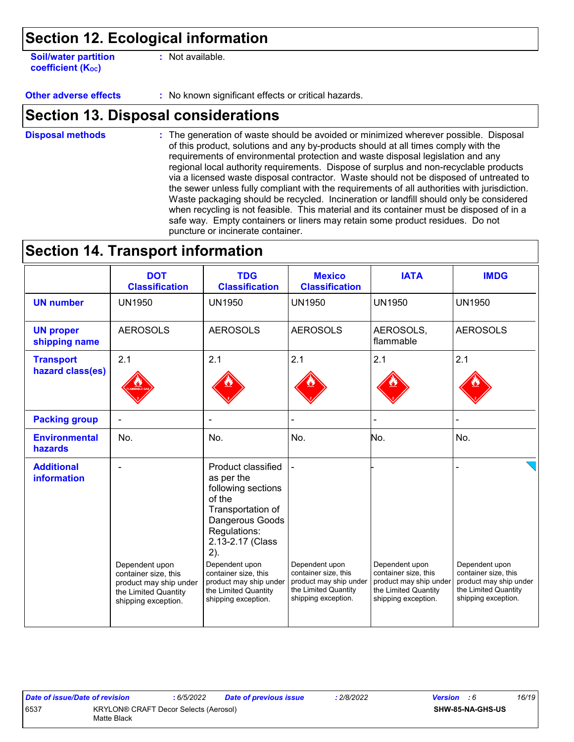## Section 12. Ecological information

**Soil/water partition coefficient ($K_{OC}$)** : Not available.

**Other adverse effects** : No known significant effects or critical hazards.

## Section 13. Disposal considerations

**Disposal methods** : The generation of waste should be avoided or minimized wherever possible. Disposal of this product, solutions and any by-products should at all times comply with the requirements of environmental protection and waste disposal legislation and any regional local authority requirements. Dispose of surplus and non-recyclable products via a licensed waste disposal contractor. Waste should not be disposed of untreated to the sewer unless fully compliant with the requirements of all authorities with jurisdiction. Waste packaging should be recycled. Incineration or landfill should only be considered when recycling is not feasible. This material and its container must be disposed of in a safe way. Empty containers or liners may retain some product residues. Do not puncture or incinerate container.

## Section 14. Transport information

| | DOT Classification | TDG Classification | Mexico Classification | IATA | IMDG |
|---|---|---|---|---|---|
| **UN number** | UN1950 | UN1950 | UN1950 | UN1950 | UN1950 |
| **UN proper shipping name** | AEROSOLS | AEROSOLS | AEROSOLS | AEROSOLS, flammable | AEROSOLS |
| **Transport hazard class(es)** | 2.1 | 2.1 | 2.1 | 2.1 | 2.1 |
| **Packing group** | - | - | - | - | - |
| **Environmental hazards** | No. | No. | No. | No. | No. |
| **Additional information** | - Dependent upon container size, this product may ship under the Limited Quantity shipping exception. | Product classified as per the following sections of the Transportation of Dangerous Goods Regulations: 2.13-2.17 (Class 2). Dependent upon container size, this product may ship under the Limited Quantity shipping exception. | - Dependent upon container size, this product may ship under the Limited Quantity shipping exception. | - Dependent upon container size, this product may ship under the Limited Quantity shipping exception. | - Dependent upon container size, this product may ship under the Limited Quantity shipping exception. |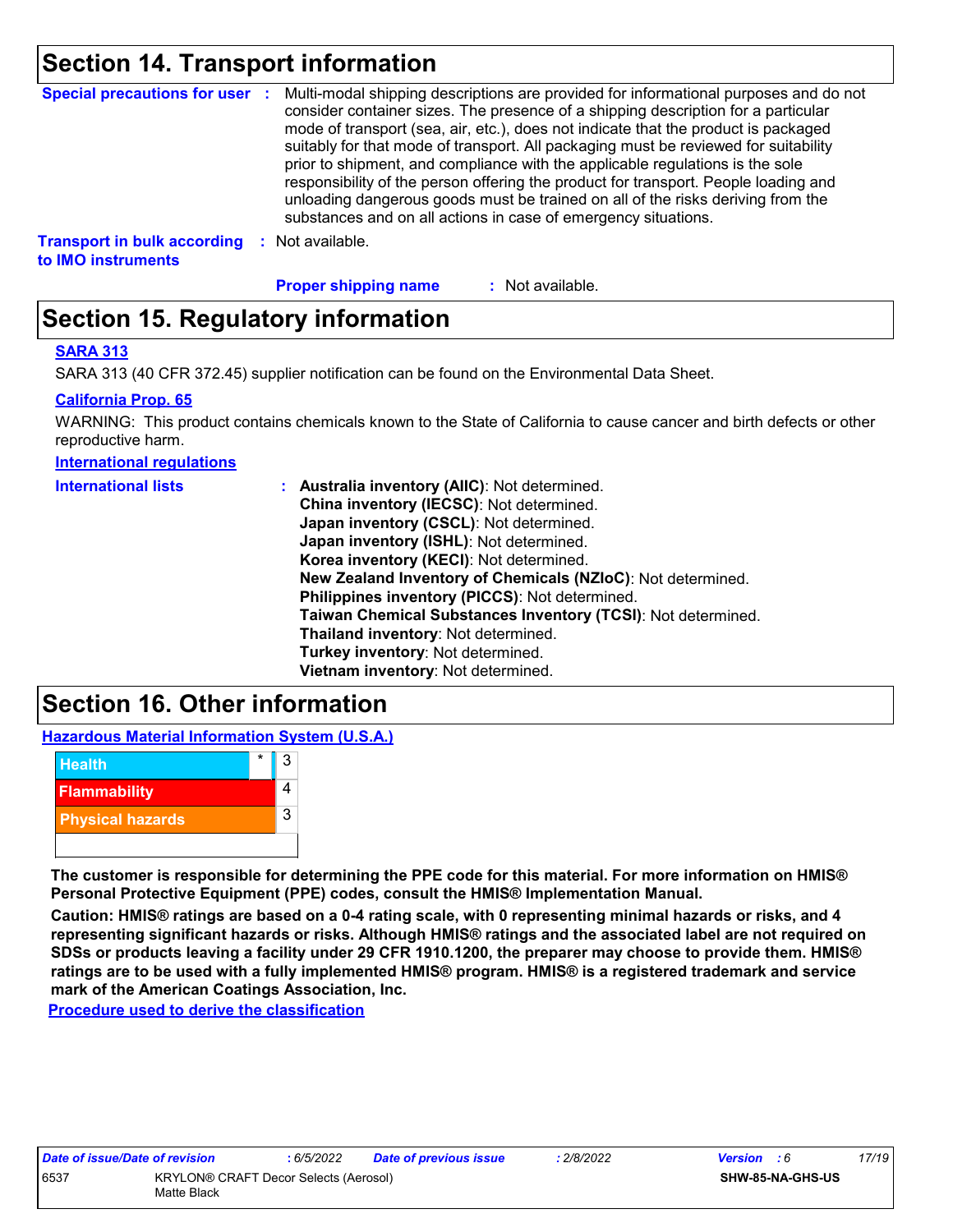## Section 14. Transport information

**Special precautions for user** : Multi-modal shipping descriptions are provided for informational purposes and do not consider container sizes. The presence of a shipping description for a particular mode of transport (sea, air, etc.), does not indicate that the product is packaged suitably for that mode of transport. All packaging must be reviewed for suitability prior to shipment, and compliance with the applicable regulations is the sole responsibility of the person offering the product for transport. People loading and unloading dangerous goods must be trained on all of the risks deriving from the substances and on all actions in case of emergency situations.

**Transport in bulk according to IMO instruments** : Not available.

**Proper shipping name** : Not available.

## Section 15. Regulatory information

**SARA 313**

SARA 313 (40 CFR 372.45) supplier notification can be found on the Environmental Data Sheet.

**California Prop. 65**

WARNING: This product contains chemicals known to the State of California to cause cancer and birth defects or other reproductive harm.

**International regulations**

**International lists** :
**Australia inventory (AIIC)**: Not determined.
**China inventory (IECSC)**: Not determined.
**Japan inventory (CSCL)**: Not determined.
**Japan inventory (ISHL)**: Not determined.
**Korea inventory (KECI)**: Not determined.
**New Zealand Inventory of Chemicals (NZIoC)**: Not determined.
**Philippines inventory (PICCS)**: Not determined.
**Taiwan Chemical Substances Inventory (TCSI)**: Not determined.
**Thailand inventory**: Not determined.
**Turkey inventory**: Not determined.
**Vietnam inventory**: Not determined.

## Section 16. Other information

**Hazardous Material Information System (U.S.A.)**

| Hazard | | Rating |
|---|---|---|
| Health | * | 3 |
| Flammability | | 4 |
| Physical hazards | | 3 |
| | | |

**The customer is responsible for determining the PPE code for this material. For more information on HMIS® Personal Protective Equipment (PPE) codes, consult the HMIS® Implementation Manual.**

**Caution: HMIS® ratings are based on a 0-4 rating scale, with 0 representing minimal hazards or risks, and 4 representing significant hazards or risks. Although HMIS® ratings and the associated label are not required on SDSs or products leaving a facility under 29 CFR 1910.1200, the preparer may choose to provide them. HMIS® ratings are to be used with a fully implemented HMIS® program. HMIS® is a registered trademark and service mark of the American Coatings Association, Inc.**

**Procedure used to derive the classification**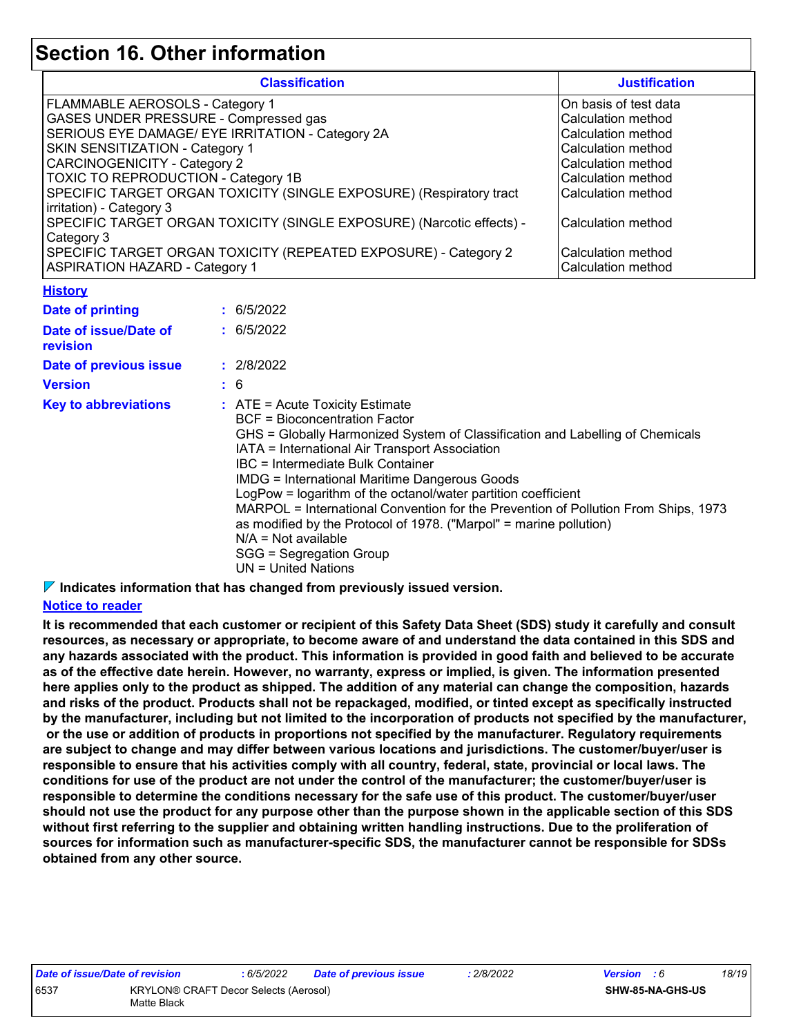# Section 16. Other information

| Classification | Justification |
| --- | --- |
| FLAMMABLE AEROSOLS - Category 1 | On basis of test data |
| GASES UNDER PRESSURE - Compressed gas | Calculation method |
| SERIOUS EYE DAMAGE/ EYE IRRITATION - Category 2A | Calculation method |
| SKIN SENSITIZATION - Category 1 | Calculation method |
| CARCINOGENICITY - Category 2 | Calculation method |
| TOXIC TO REPRODUCTION - Category 1B | Calculation method |
| SPECIFIC TARGET ORGAN TOXICITY (SINGLE EXPOSURE) (Respiratory tract irritation) - Category 3 | Calculation method |
| SPECIFIC TARGET ORGAN TOXICITY (SINGLE EXPOSURE) (Narcotic effects) - Category 3 | Calculation method |
| SPECIFIC TARGET ORGAN TOXICITY (REPEATED EXPOSURE) - Category 2 | Calculation method |
| ASPIRATION HAZARD - Category 1 | Calculation method |

**History**

**Date of printing** : 6/5/2022

**Date of issue/Date of revision** : 6/5/2022

**Date of previous issue** : 2/8/2022

**Version** : 6

**Key to abbreviations** :
ATE = Acute Toxicity Estimate
BCF = Bioconcentration Factor
GHS = Globally Harmonized System of Classification and Labelling of Chemicals
IATA = International Air Transport Association
IBC = Intermediate Bulk Container
IMDG = International Maritime Dangerous Goods
LogPow = logarithm of the octanol/water partition coefficient
MARPOL = International Convention for the Prevention of Pollution From Ships, 1973 as modified by the Protocol of 1978. ("Marpol" = marine pollution)
N/A = Not available
SGG = Segregation Group
UN = United Nations

**Indicates information that has changed from previously issued version.**

**Notice to reader**

**It is recommended that each customer or recipient of this Safety Data Sheet (SDS) study it carefully and consult resources, as necessary or appropriate, to become aware of and understand the data contained in this SDS and any hazards associated with the product. This information is provided in good faith and believed to be accurate as of the effective date herein. However, no warranty, express or implied, is given. The information presented here applies only to the product as shipped. The addition of any material can change the composition, hazards and risks of the product. Products shall not be repackaged, modified, or tinted except as specifically instructed by the manufacturer, including but not limited to the incorporation of products not specified by the manufacturer, or the use or addition of products in proportions not specified by the manufacturer. Regulatory requirements are subject to change and may differ between various locations and jurisdictions. The customer/buyer/user is responsible to ensure that his activities comply with all country, federal, state, provincial or local laws. The conditions for use of the product are not under the control of the manufacturer; the customer/buyer/user is responsible to determine the conditions necessary for the safe use of this product. The customer/buyer/user should not use the product for any purpose other than the purpose shown in the applicable section of this SDS without first referring to the supplier and obtaining written handling instructions. Due to the proliferation of sources for information such as manufacturer-specific SDS, the manufacturer cannot be responsible for SDSs obtained from any other source.**